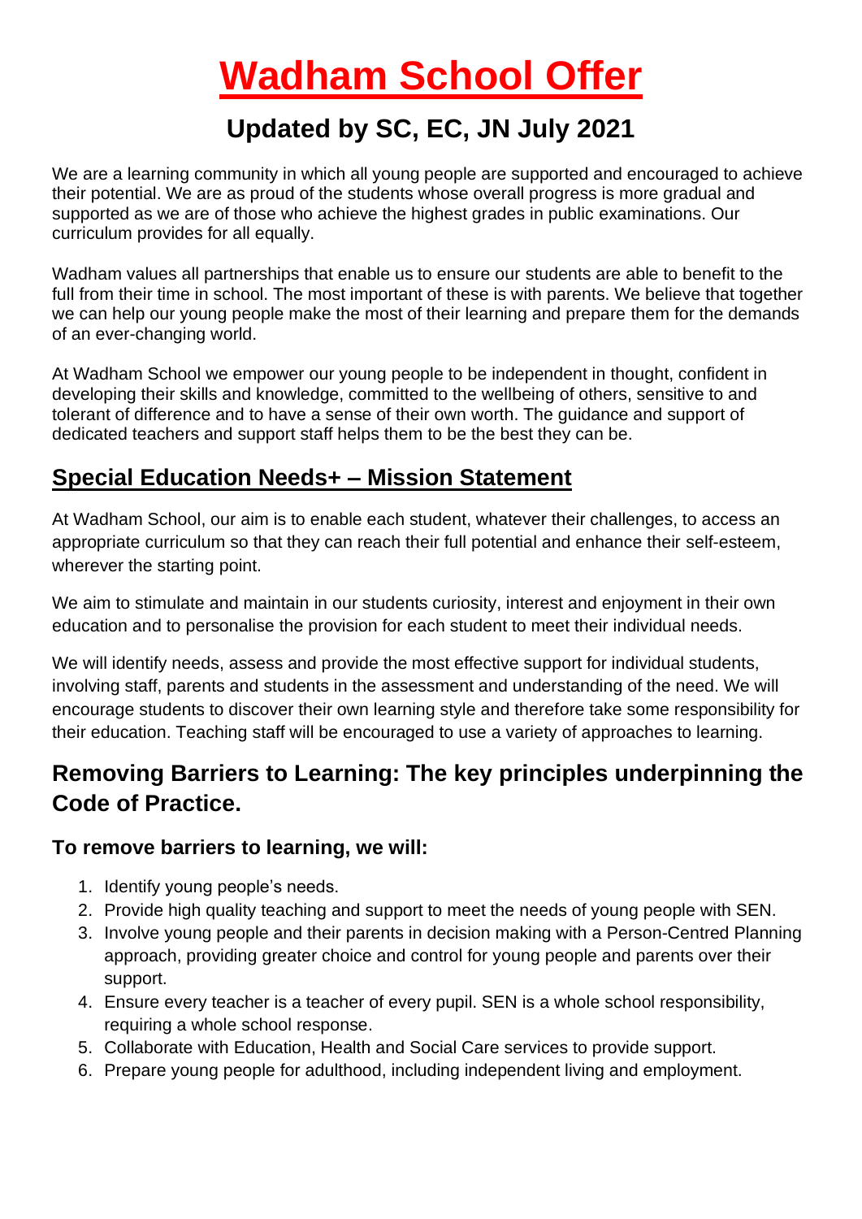# Wadham School Offer

## Updated by SC, EC, JN July 2021

We are a learning community in which all young people are supported and encouraged to achieve their potential. We are as proud of the students whose overall progress is more gradual and supported as we are of those who achieve the highest grades in public examinations. Our curriculum provides for all equally.

Wadham values all partnerships that enable us to ensure our students are able to benefit to the full from their time in school. The most important of these is with parents. We believe that together we can help our young people make the most of their learning and prepare them for the demands of an ever-changing world.

At Wadham School we empower our young people to be independent in thought, confident in developing their skills and knowledge, committed to the wellbeing of others, sensitive to and tolerant of difference and to have a sense of their own worth. The guidance and support of dedicated teachers and support staff helps them to be the best they can be.

## Special Education Needs+ – Mission Statement

At Wadham School, our aim is to enable each student, whatever their challenges, to access an appropriate curriculum so that they can reach their full potential and enhance their self-esteem, wherever the starting point.

We aim to stimulate and maintain in our students curiosity, interest and enjoyment in their own education and to personalise the provision for each student to meet their individual needs.

We will identify needs, assess and provide the most effective support for individual students, involving staff, parents and students in the assessment and understanding of the need. We will encourage students to discover their own learning style and therefore take some responsibility for their education. Teaching staff will be encouraged to use a variety of approaches to learning.

## Removing Barriers to Learning: The key principles underpinning the Code of Practice.

### To remove barriers to learning, we will:

1. Identify young people's needs.
2. Provide high quality teaching and support to meet the needs of young people with SEN.
3. Involve young people and their parents in decision making with a Person-Centred Planning approach, providing greater choice and control for young people and parents over their support.
4. Ensure every teacher is a teacher of every pupil. SEN is a whole school responsibility, requiring a whole school response.
5. Collaborate with Education, Health and Social Care services to provide support.
6. Prepare young people for adulthood, including independent living and employment.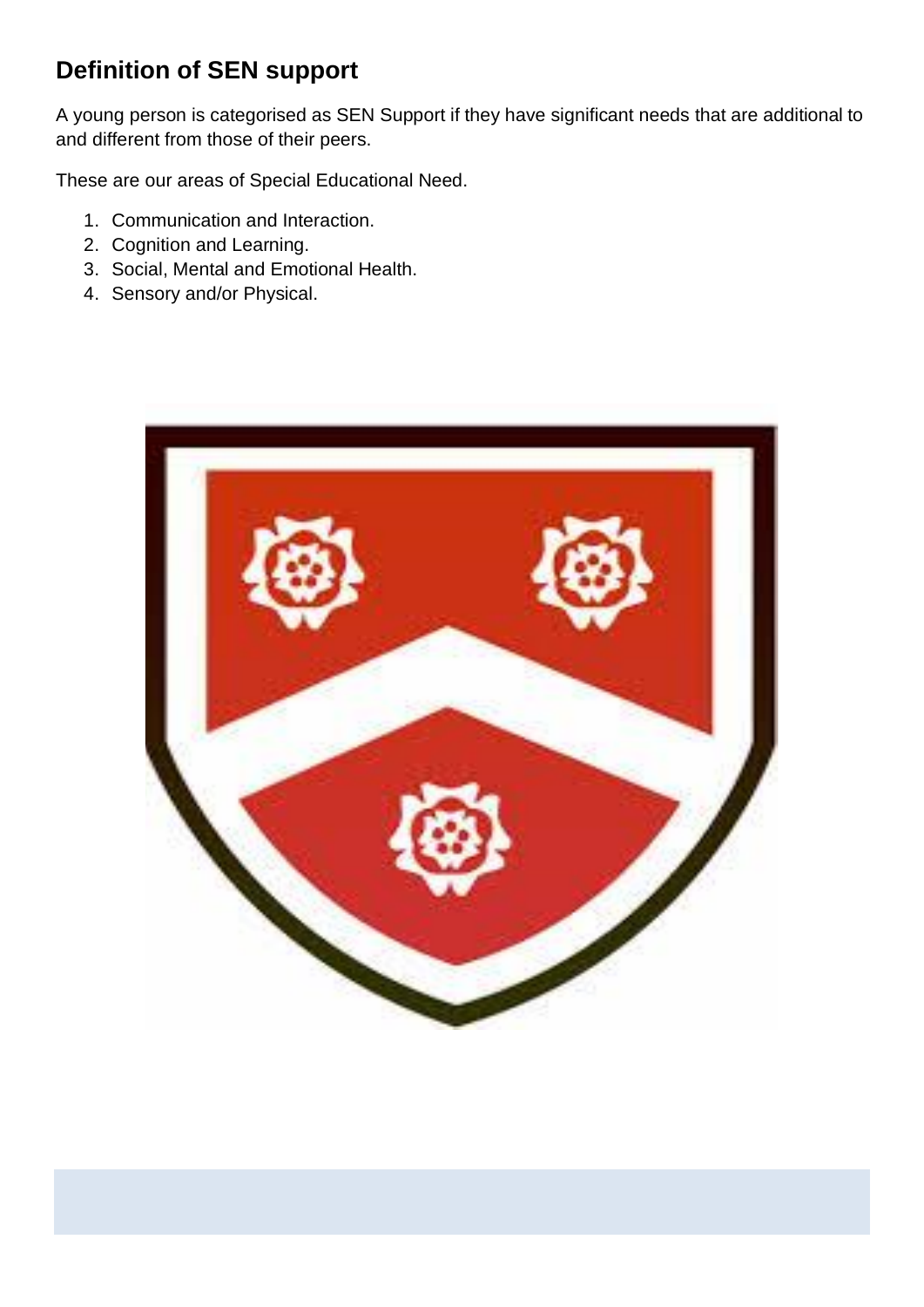## Definition of SEN support

A young person is categorised as SEN Support if they have significant needs that are additional to and different from those of their peers.

These are our areas of Special Educational Need.

1. Communication and Interaction.
2. Cognition and Learning.
3. Social, Mental and Emotional Health.
4. Sensory and/or Physical.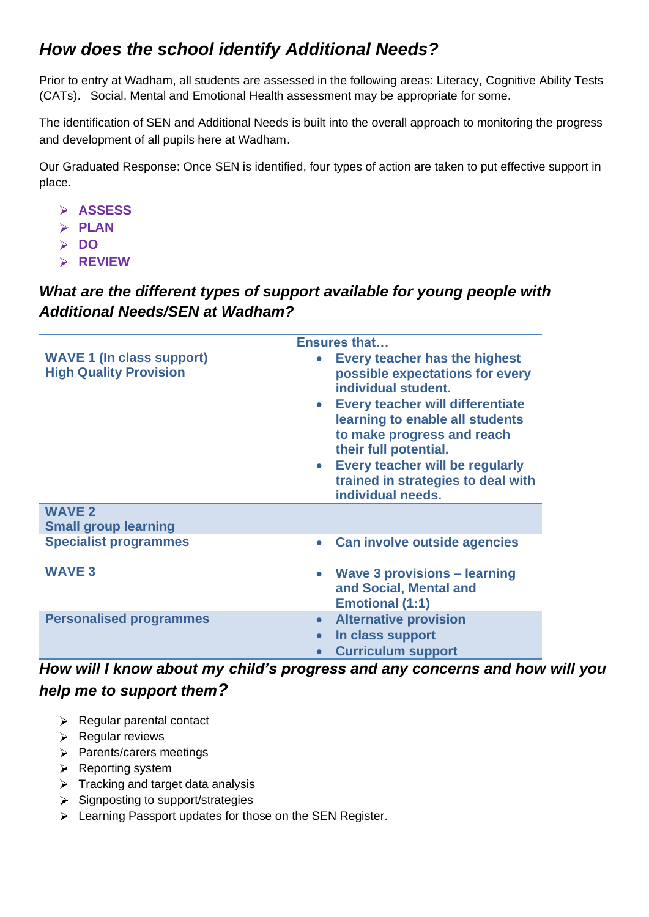## *How does the school identify Additional Needs?*

Prior to entry at Wadham, all students are assessed in the following areas: Literacy, Cognitive Ability Tests (CATs). Social, Mental and Emotional Health assessment may be appropriate for some.

The identification of SEN and Additional Needs is built into the overall approach to monitoring the progress and development of all pupils here at Wadham.

Our Graduated Response: Once SEN is identified, four types of action are taken to put effective support in place.

- **ASSESS**
- **PLAN**
- **DO**
- **REVIEW**

## *What are the different types of support available for young people with Additional Needs/SEN at Wadham?*

| | Ensures that… |
|---|---|
| **WAVE 1 (In class support)**<br>**High Quality Provision** | • **Every teacher has the highest possible expectations for every individual student.**<br>• **Every teacher will differentiate learning to enable all students to make progress and reach their full potential.**<br>• **Every teacher will be regularly trained in strategies to deal with individual needs.** |
| **WAVE 2**<br>**Small group learning** | |
| **Specialist programmes** | • **Can involve outside agencies** |
| **WAVE 3** | • **Wave 3 provisions – learning and Social, Mental and Emotional (1:1)** |
| **Personalised programmes** | • **Alternative provision**<br>• **In class support**<br>• **Curriculum support** |

## *How will I know about my child's progress and any concerns and how will you help me to support them?*

- Regular parental contact
- Regular reviews
- Parents/carers meetings
- Reporting system
- Tracking and target data analysis
- Signposting to support/strategies
- Learning Passport updates for those on the SEN Register.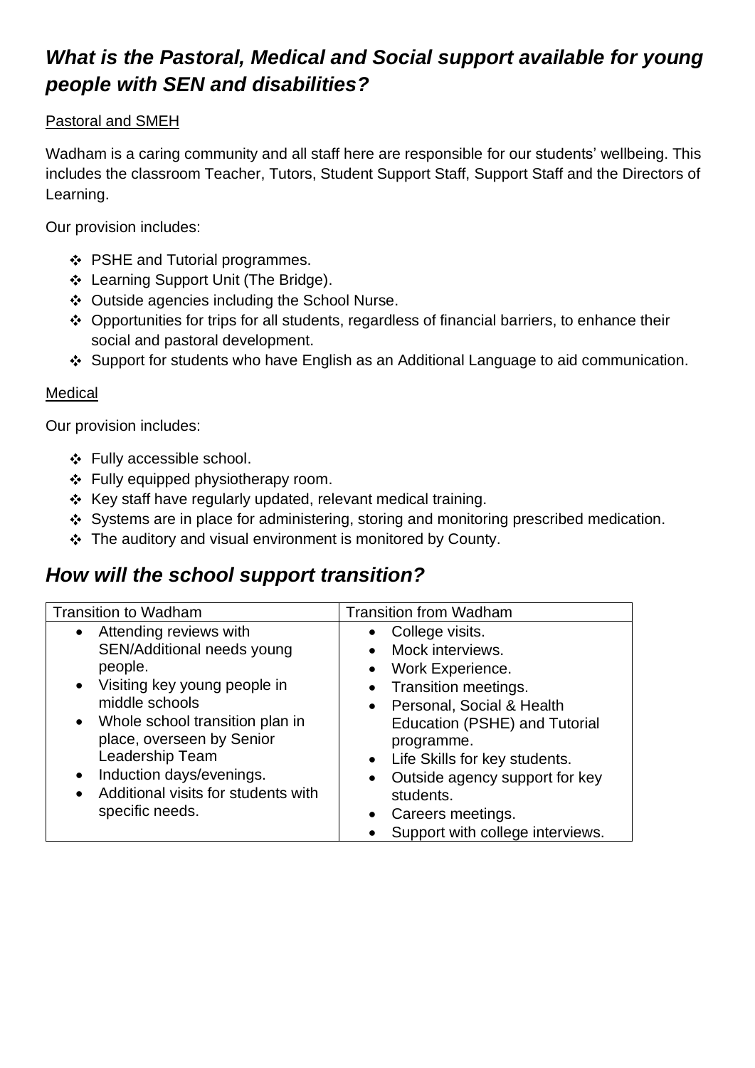## *What is the Pastoral, Medical and Social support available for young people with SEN and disabilities?*

Pastoral and SMEH

Wadham is a caring community and all staff here are responsible for our students' wellbeing. This includes the classroom Teacher, Tutors, Student Support Staff, Support Staff and the Directors of Learning.

Our provision includes:

- PSHE and Tutorial programmes.
- Learning Support Unit (The Bridge).
- Outside agencies including the School Nurse.
- Opportunities for trips for all students, regardless of financial barriers, to enhance their social and pastoral development.
- Support for students who have English as an Additional Language to aid communication.

Medical

Our provision includes:

- Fully accessible school.
- Fully equipped physiotherapy room.
- Key staff have regularly updated, relevant medical training.
- Systems are in place for administering, storing and monitoring prescribed medication.
- The auditory and visual environment is monitored by County.

## *How will the school support transition?*

| Transition to Wadham | Transition from Wadham |
|---|---|
| • Attending reviews with SEN/Additional needs young people.<br>• Visiting key young people in middle schools<br>• Whole school transition plan in place, overseen by Senior Leadership Team<br>• Induction days/evenings.<br>• Additional visits for students with specific needs. | • College visits.<br>• Mock interviews.<br>• Work Experience.<br>• Transition meetings.<br>• Personal, Social & Health Education (PSHE) and Tutorial programme.<br>• Life Skills for key students.<br>• Outside agency support for key students.<br>• Careers meetings.<br>• Support with college interviews. |